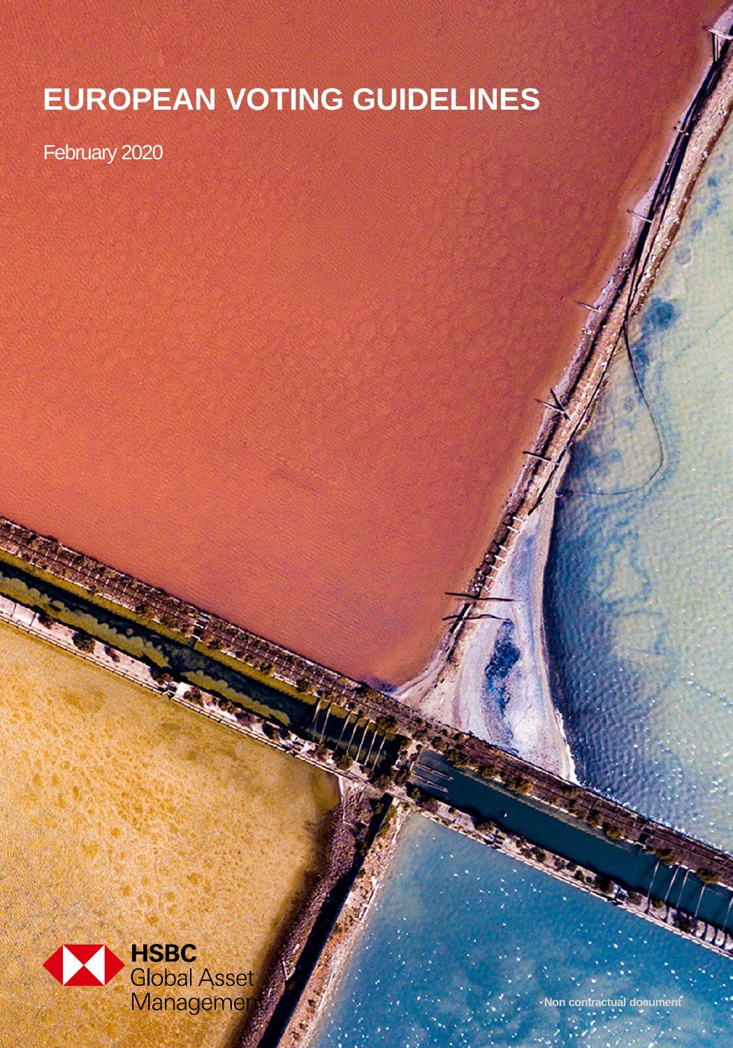# EUROPEAN VOTING GUIDELINES

February 2020

HSBC Global Asset Management

Non contractual document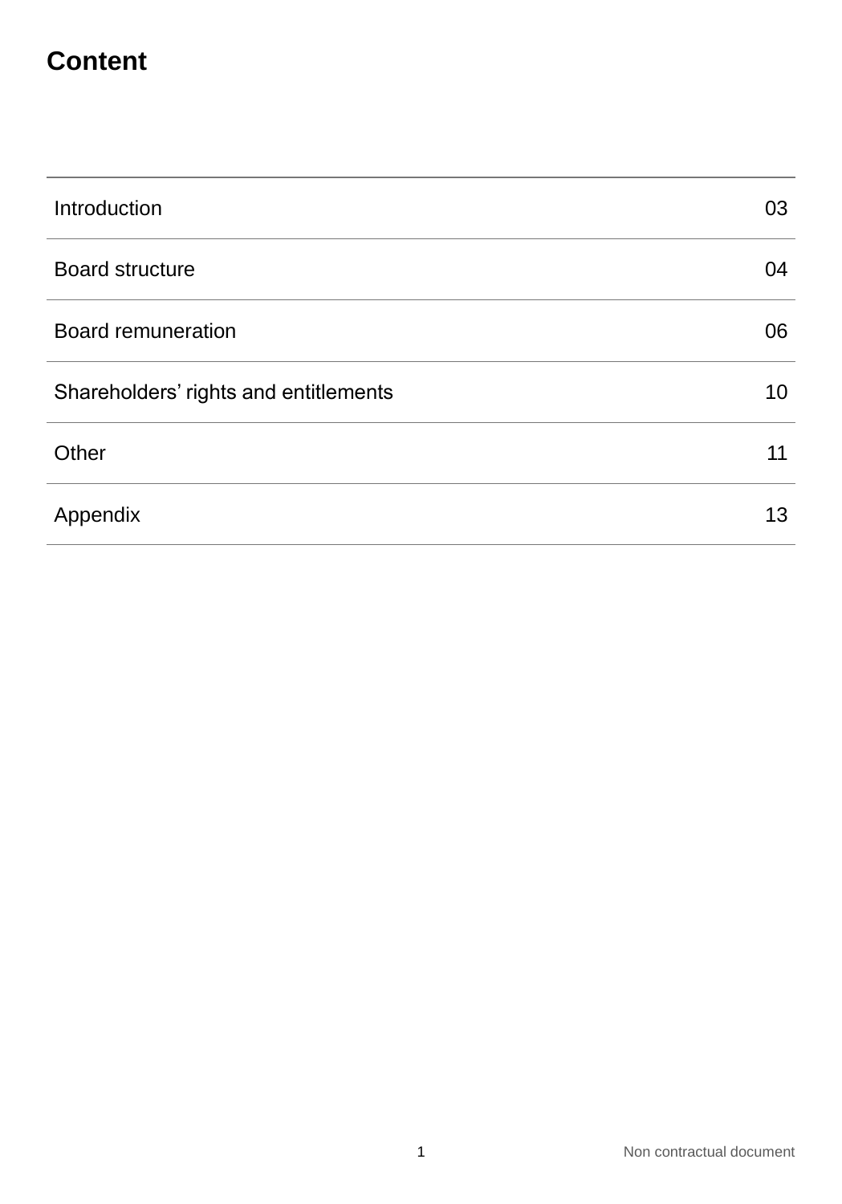# Content

| | |
|---|---|
| Introduction | 03 |
| Board structure | 04 |
| Board remuneration | 06 |
| Shareholders' rights and entitlements | 10 |
| Other | 11 |
| Appendix | 13 |

Non contractual document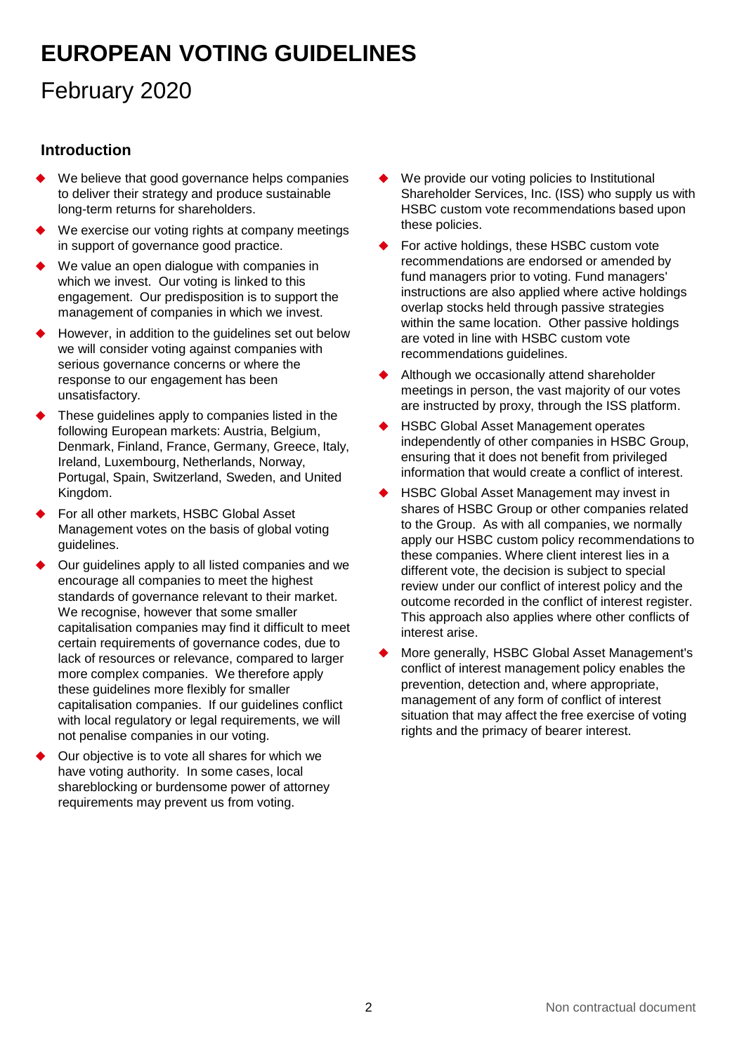# EUROPEAN VOTING GUIDELINES

## February 2020

### Introduction

- We believe that good governance helps companies to deliver their strategy and produce sustainable long-term returns for shareholders.
- We exercise our voting rights at company meetings in support of governance good practice.
- We value an open dialogue with companies in which we invest. Our voting is linked to this engagement. Our predisposition is to support the management of companies in which we invest.
- However, in addition to the guidelines set out below we will consider voting against companies with serious governance concerns or where the response to our engagement has been unsatisfactory.
- These guidelines apply to companies listed in the following European markets: Austria, Belgium, Denmark, Finland, France, Germany, Greece, Italy, Ireland, Luxembourg, Netherlands, Norway, Portugal, Spain, Switzerland, Sweden, and United Kingdom.
- For all other markets, HSBC Global Asset Management votes on the basis of global voting guidelines.
- Our guidelines apply to all listed companies and we encourage all companies to meet the highest standards of governance relevant to their market. We recognise, however that some smaller capitalisation companies may find it difficult to meet certain requirements of governance codes, due to lack of resources or relevance, compared to larger more complex companies. We therefore apply these guidelines more flexibly for smaller capitalisation companies. If our guidelines conflict with local regulatory or legal requirements, we will not penalise companies in our voting.
- Our objective is to vote all shares for which we have voting authority. In some cases, local shareblocking or burdensome power of attorney requirements may prevent us from voting.
- We provide our voting policies to Institutional Shareholder Services, Inc. (ISS) who supply us with HSBC custom vote recommendations based upon these policies.
- For active holdings, these HSBC custom vote recommendations are endorsed or amended by fund managers prior to voting. Fund managers' instructions are also applied where active holdings overlap stocks held through passive strategies within the same location. Other passive holdings are voted in line with HSBC custom vote recommendations guidelines.
- Although we occasionally attend shareholder meetings in person, the vast majority of our votes are instructed by proxy, through the ISS platform.
- HSBC Global Asset Management operates independently of other companies in HSBC Group, ensuring that it does not benefit from privileged information that would create a conflict of interest.
- HSBC Global Asset Management may invest in shares of HSBC Group or other companies related to the Group. As with all companies, we normally apply our HSBC custom policy recommendations to these companies. Where client interest lies in a different vote, the decision is subject to special review under our conflict of interest policy and the outcome recorded in the conflict of interest register. This approach also applies where other conflicts of interest arise.
- More generally, HSBC Global Asset Management's conflict of interest management policy enables the prevention, detection and, where appropriate, management of any form of conflict of interest situation that may affect the free exercise of voting rights and the primacy of bearer interest.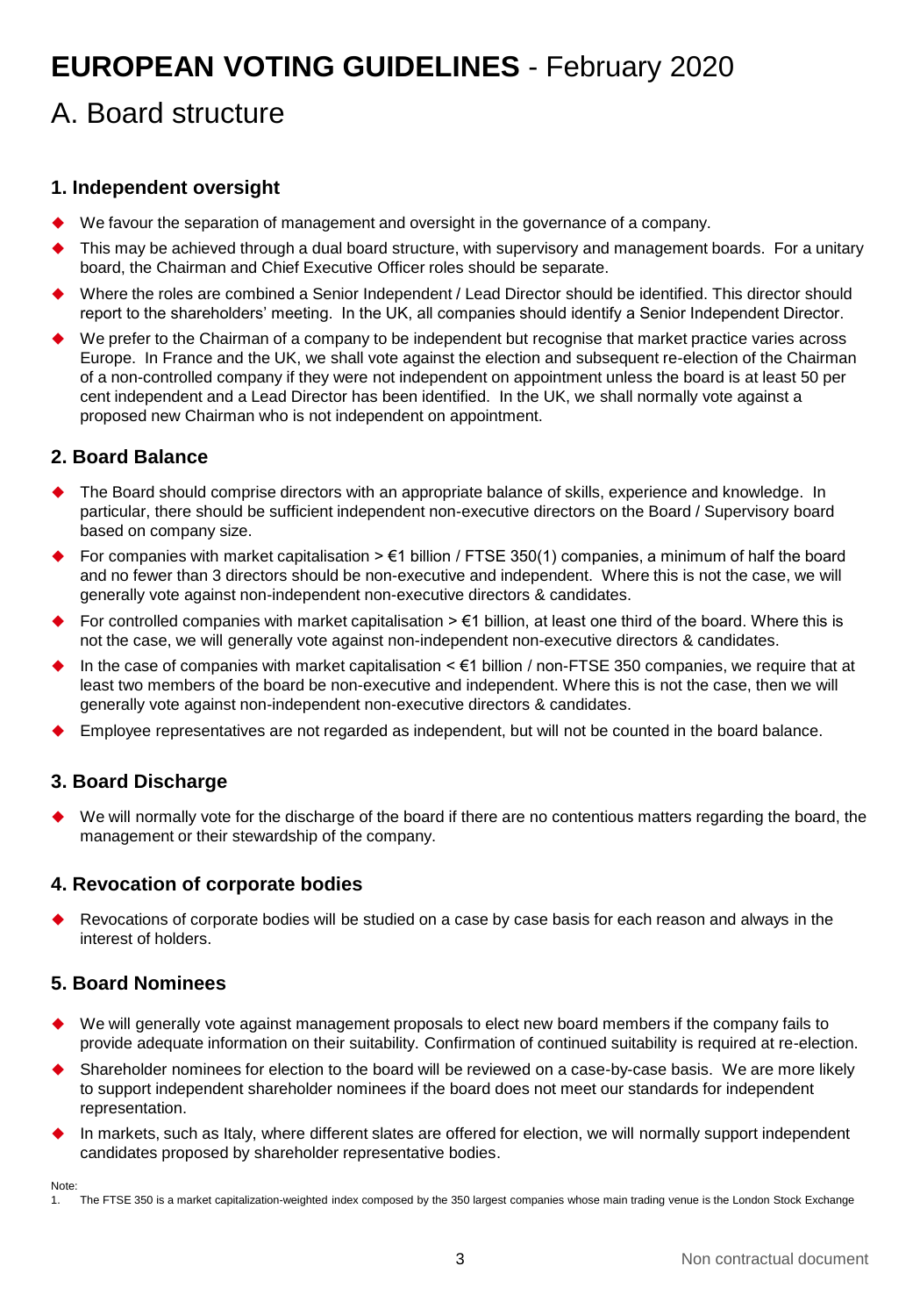# EUROPEAN VOTING GUIDELINES - February 2020

# A. Board structure

### 1. Independent oversight

- We favour the separation of management and oversight in the governance of a company.
- This may be achieved through a dual board structure, with supervisory and management boards. For a unitary board, the Chairman and Chief Executive Officer roles should be separate.
- Where the roles are combined a Senior Independent / Lead Director should be identified. This director should report to the shareholders' meeting. In the UK, all companies should identify a Senior Independent Director.
- We prefer to the Chairman of a company to be independent but recognise that market practice varies across Europe. In France and the UK, we shall vote against the election and subsequent re-election of the Chairman of a non-controlled company if they were not independent on appointment unless the board is at least 50 per cent independent and a Lead Director has been identified. In the UK, we shall normally vote against a proposed new Chairman who is not independent on appointment.

### 2. Board Balance

- The Board should comprise directors with an appropriate balance of skills, experience and knowledge. In particular, there should be sufficient independent non-executive directors on the Board / Supervisory board based on company size.
- For companies with market capitalisation > €1 billion / FTSE 350(1) companies, a minimum of half the board and no fewer than 3 directors should be non-executive and independent. Where this is not the case, we will generally vote against non-independent non-executive directors & candidates.
- For controlled companies with market capitalisation > €1 billion, at least one third of the board. Where this is not the case, we will generally vote against non-independent non-executive directors & candidates.
- In the case of companies with market capitalisation < €1 billion / non-FTSE 350 companies, we require that at least two members of the board be non-executive and independent. Where this is not the case, then we will generally vote against non-independent non-executive directors & candidates.
- Employee representatives are not regarded as independent, but will not be counted in the board balance.

### 3. Board Discharge

- We will normally vote for the discharge of the board if there are no contentious matters regarding the board, the management or their stewardship of the company.

### 4. Revocation of corporate bodies

- Revocations of corporate bodies will be studied on a case by case basis for each reason and always in the interest of holders.

### 5. Board Nominees

- We will generally vote against management proposals to elect new board members if the company fails to provide adequate information on their suitability. Confirmation of continued suitability is required at re-election.
- Shareholder nominees for election to the board will be reviewed on a case-by-case basis. We are more likely to support independent shareholder nominees if the board does not meet our standards for independent representation.
- In markets, such as Italy, where different slates are offered for election, we will normally support independent candidates proposed by shareholder representative bodies.

Note:
1. The FTSE 350 is a market capitalization-weighted index composed by the 350 largest companies whose main trading venue is the London Stock Exchange

Non contractual document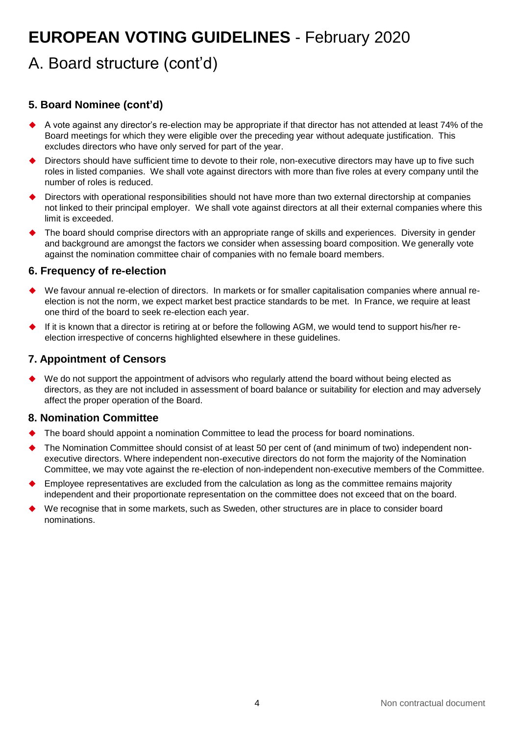# EUROPEAN VOTING GUIDELINES - February 2020

## A. Board structure (cont'd)

### 5. Board Nominee (cont'd)

- A vote against any director's re-election may be appropriate if that director has not attended at least 74% of the Board meetings for which they were eligible over the preceding year without adequate justification. This excludes directors who have only served for part of the year.
- Directors should have sufficient time to devote to their role, non-executive directors may have up to five such roles in listed companies. We shall vote against directors with more than five roles at every company until the number of roles is reduced.
- Directors with operational responsibilities should not have more than two external directorship at companies not linked to their principal employer. We shall vote against directors at all their external companies where this limit is exceeded.
- The board should comprise directors with an appropriate range of skills and experiences. Diversity in gender and background are amongst the factors we consider when assessing board composition. We generally vote against the nomination committee chair of companies with no female board members.

### 6. Frequency of re-election

- We favour annual re-election of directors. In markets or for smaller capitalisation companies where annual re-election is not the norm, we expect market best practice standards to be met. In France, we require at least one third of the board to seek re-election each year.
- If it is known that a director is retiring at or before the following AGM, we would tend to support his/her re-election irrespective of concerns highlighted elsewhere in these guidelines.

### 7. Appointment of Censors

- We do not support the appointment of advisors who regularly attend the board without being elected as directors, as they are not included in assessment of board balance or suitability for election and may adversely affect the proper operation of the Board.

### 8. Nomination Committee

- The board should appoint a nomination Committee to lead the process for board nominations.
- The Nomination Committee should consist of at least 50 per cent of (and minimum of two) independent non-executive directors. Where independent non-executive directors do not form the majority of the Nomination Committee, we may vote against the re-election of non-independent non-executive members of the Committee.
- Employee representatives are excluded from the calculation as long as the committee remains majority independent and their proportionate representation on the committee does not exceed that on the board.
- We recognise that in some markets, such as Sweden, other structures are in place to consider board nominations.

Non contractual document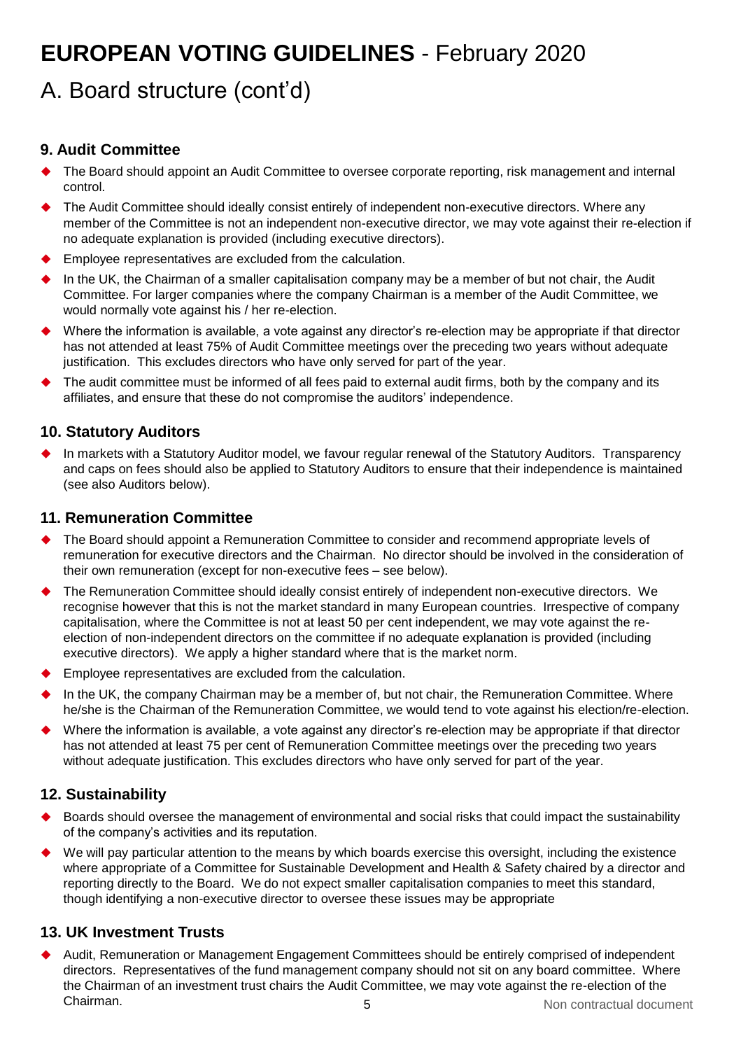# EUROPEAN VOTING GUIDELINES - February 2020

# A. Board structure (cont'd)

### 9. Audit Committee

- The Board should appoint an Audit Committee to oversee corporate reporting, risk management and internal control.
- The Audit Committee should ideally consist entirely of independent non-executive directors. Where any member of the Committee is not an independent non-executive director, we may vote against their re-election if no adequate explanation is provided (including executive directors).
- Employee representatives are excluded from the calculation.
- In the UK, the Chairman of a smaller capitalisation company may be a member of but not chair, the Audit Committee. For larger companies where the company Chairman is a member of the Audit Committee, we would normally vote against his / her re-election.
- Where the information is available, a vote against any director's re-election may be appropriate if that director has not attended at least 75% of Audit Committee meetings over the preceding two years without adequate justification. This excludes directors who have only served for part of the year.
- The audit committee must be informed of all fees paid to external audit firms, both by the company and its affiliates, and ensure that these do not compromise the auditors' independence.

### 10. Statutory Auditors

- In markets with a Statutory Auditor model, we favour regular renewal of the Statutory Auditors. Transparency and caps on fees should also be applied to Statutory Auditors to ensure that their independence is maintained (see also Auditors below).

### 11. Remuneration Committee

- The Board should appoint a Remuneration Committee to consider and recommend appropriate levels of remuneration for executive directors and the Chairman. No director should be involved in the consideration of their own remuneration (except for non-executive fees – see below).
- The Remuneration Committee should ideally consist entirely of independent non-executive directors. We recognise however that this is not the market standard in many European countries. Irrespective of company capitalisation, where the Committee is not at least 50 per cent independent, we may vote against the re-election of non-independent directors on the committee if no adequate explanation is provided (including executive directors). We apply a higher standard where that is the market norm.
- Employee representatives are excluded from the calculation.
- In the UK, the company Chairman may be a member of, but not chair, the Remuneration Committee. Where he/she is the Chairman of the Remuneration Committee, we would tend to vote against his election/re-election.
- Where the information is available, a vote against any director's re-election may be appropriate if that director has not attended at least 75 per cent of Remuneration Committee meetings over the preceding two years without adequate justification. This excludes directors who have only served for part of the year.

### 12. Sustainability

- Boards should oversee the management of environmental and social risks that could impact the sustainability of the company's activities and its reputation.
- We will pay particular attention to the means by which boards exercise this oversight, including the existence where appropriate of a Committee for Sustainable Development and Health & Safety chaired by a director and reporting directly to the Board. We do not expect smaller capitalisation companies to meet this standard, though identifying a non-executive director to oversee these issues may be appropriate

### 13. UK Investment Trusts

- Audit, Remuneration or Management Engagement Committees should be entirely comprised of independent directors. Representatives of the fund management company should not sit on any board committee. Where the Chairman of an investment trust chairs the Audit Committee, we may vote against the re-election of the Chairman.

Non contractual document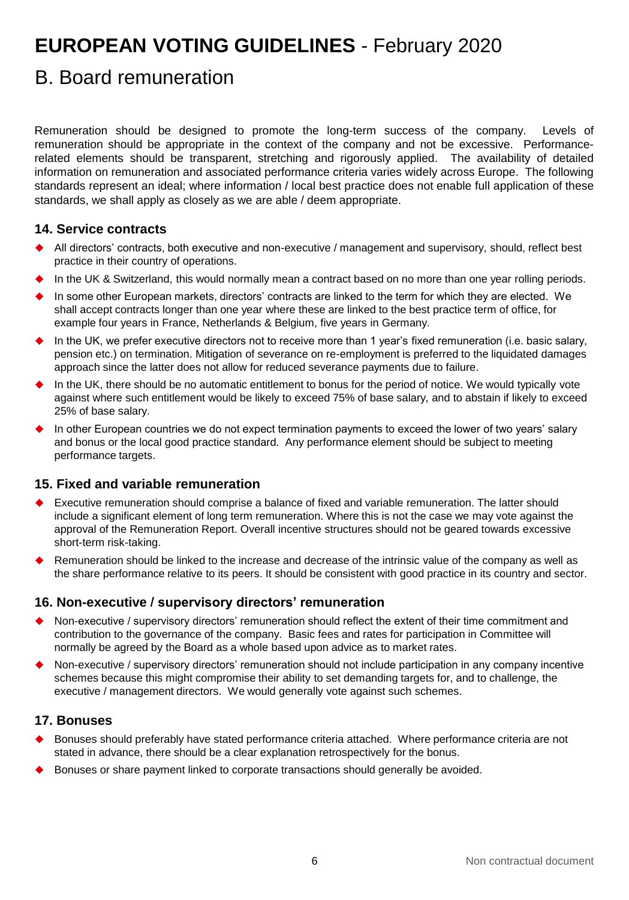# EUROPEAN VOTING GUIDELINES - February 2020

## B. Board remuneration

Remuneration should be designed to promote the long-term success of the company. Levels of remuneration should be appropriate in the context of the company and not be excessive. Performance-related elements should be transparent, stretching and rigorously applied. The availability of detailed information on remuneration and associated performance criteria varies widely across Europe. The following standards represent an ideal; where information / local best practice does not enable full application of these standards, we shall apply as closely as we are able / deem appropriate.

### 14. Service contracts

- All directors' contracts, both executive and non-executive / management and supervisory, should, reflect best practice in their country of operations.
- In the UK & Switzerland, this would normally mean a contract based on no more than one year rolling periods.
- In some other European markets, directors' contracts are linked to the term for which they are elected. We shall accept contracts longer than one year where these are linked to the best practice term of office, for example four years in France, Netherlands & Belgium, five years in Germany.
- In the UK, we prefer executive directors not to receive more than 1 year's fixed remuneration (i.e. basic salary, pension etc.) on termination. Mitigation of severance on re-employment is preferred to the liquidated damages approach since the latter does not allow for reduced severance payments due to failure.
- In the UK, there should be no automatic entitlement to bonus for the period of notice. We would typically vote against where such entitlement would be likely to exceed 75% of base salary, and to abstain if likely to exceed 25% of base salary.
- In other European countries we do not expect termination payments to exceed the lower of two years' salary and bonus or the local good practice standard. Any performance element should be subject to meeting performance targets.

### 15. Fixed and variable remuneration

- Executive remuneration should comprise a balance of fixed and variable remuneration. The latter should include a significant element of long term remuneration. Where this is not the case we may vote against the approval of the Remuneration Report. Overall incentive structures should not be geared towards excessive short-term risk-taking.
- Remuneration should be linked to the increase and decrease of the intrinsic value of the company as well as the share performance relative to its peers. It should be consistent with good practice in its country and sector.

### 16. Non-executive / supervisory directors' remuneration

- Non-executive / supervisory directors' remuneration should reflect the extent of their time commitment and contribution to the governance of the company. Basic fees and rates for participation in Committee will normally be agreed by the Board as a whole based upon advice as to market rates.
- Non-executive / supervisory directors' remuneration should not include participation in any company incentive schemes because this might compromise their ability to set demanding targets for, and to challenge, the executive / management directors. We would generally vote against such schemes.

### 17. Bonuses

- Bonuses should preferably have stated performance criteria attached. Where performance criteria are not stated in advance, there should be a clear explanation retrospectively for the bonus.
- Bonuses or share payment linked to corporate transactions should generally be avoided.

Non contractual document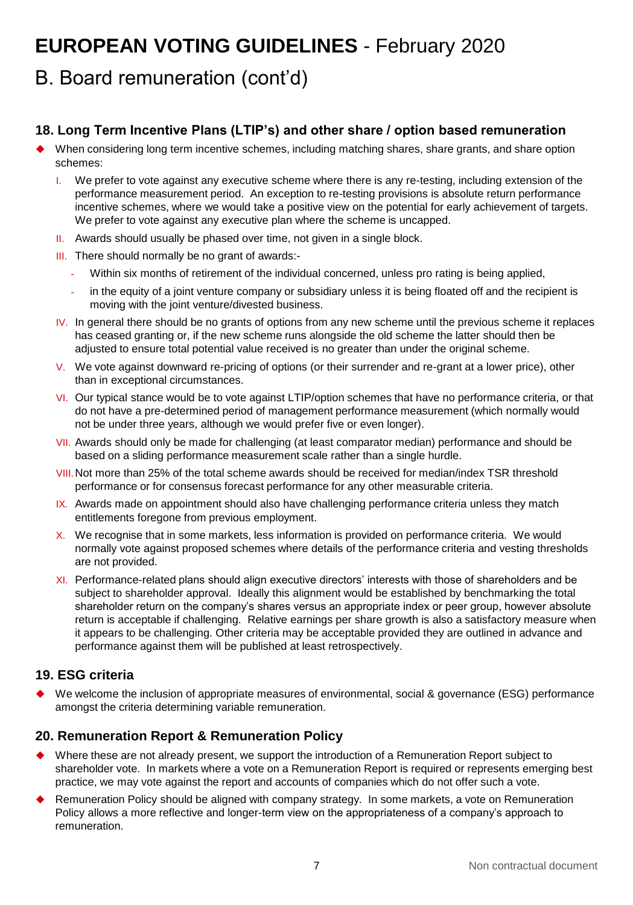# EUROPEAN VOTING GUIDELINES - February 2020

## B. Board remuneration (cont'd)

### 18. Long Term Incentive Plans (LTIP's) and other share / option based remuneration

- When considering long term incentive schemes, including matching shares, share grants, and share option schemes:
  - I. We prefer to vote against any executive scheme where there is any re-testing, including extension of the performance measurement period. An exception to re-testing provisions is absolute return performance incentive schemes, where we would take a positive view on the potential for early achievement of targets. We prefer to vote against any executive plan where the scheme is uncapped.
  - II. Awards should usually be phased over time, not given in a single block.
  - III. There should normally be no grant of awards:-
    - Within six months of retirement of the individual concerned, unless pro rating is being applied,
    - in the equity of a joint venture company or subsidiary unless it is being floated off and the recipient is moving with the joint venture/divested business.
  - IV. In general there should be no grants of options from any new scheme until the previous scheme it replaces has ceased granting or, if the new scheme runs alongside the old scheme the latter should then be adjusted to ensure total potential value received is no greater than under the original scheme.
  - V. We vote against downward re-pricing of options (or their surrender and re-grant at a lower price), other than in exceptional circumstances.
  - VI. Our typical stance would be to vote against LTIP/option schemes that have no performance criteria, or that do not have a pre-determined period of management performance measurement (which normally would not be under three years, although we would prefer five or even longer).
  - VII. Awards should only be made for challenging (at least comparator median) performance and should be based on a sliding performance measurement scale rather than a single hurdle.
  - VIII. Not more than 25% of the total scheme awards should be received for median/index TSR threshold performance or for consensus forecast performance for any other measurable criteria.
  - IX. Awards made on appointment should also have challenging performance criteria unless they match entitlements foregone from previous employment.
  - X. We recognise that in some markets, less information is provided on performance criteria. We would normally vote against proposed schemes where details of the performance criteria and vesting thresholds are not provided.
  - XI. Performance-related plans should align executive directors' interests with those of shareholders and be subject to shareholder approval. Ideally this alignment would be established by benchmarking the total shareholder return on the company's shares versus an appropriate index or peer group, however absolute return is acceptable if challenging. Relative earnings per share growth is also a satisfactory measure when it appears to be challenging. Other criteria may be acceptable provided they are outlined in advance and performance against them will be published at least retrospectively.

### 19. ESG criteria

- We welcome the inclusion of appropriate measures of environmental, social & governance (ESG) performance amongst the criteria determining variable remuneration.

### 20. Remuneration Report & Remuneration Policy

- Where these are not already present, we support the introduction of a Remuneration Report subject to shareholder vote. In markets where a vote on a Remuneration Report is required or represents emerging best practice, we may vote against the report and accounts of companies which do not offer such a vote.
- Remuneration Policy should be aligned with company strategy. In some markets, a vote on Remuneration Policy allows a more reflective and longer-term view on the appropriateness of a company's approach to remuneration.

Non contractual document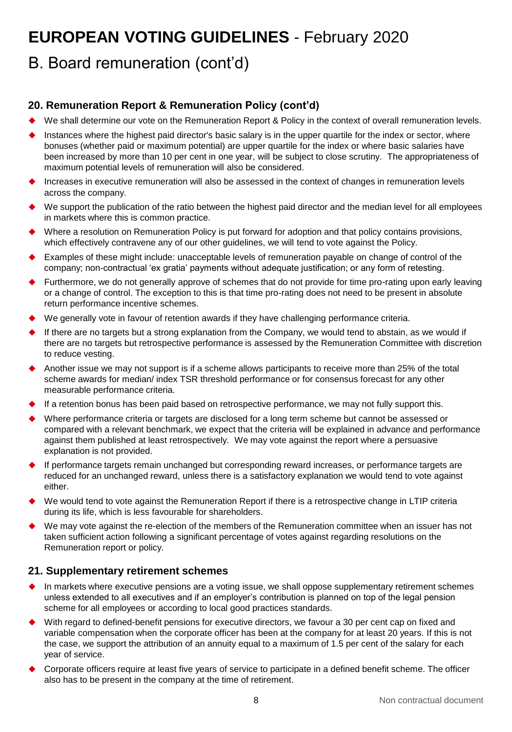# EUROPEAN VOTING GUIDELINES - February 2020

## B. Board remuneration (cont'd)

### 20. Remuneration Report & Remuneration Policy (cont'd)

- We shall determine our vote on the Remuneration Report & Policy in the context of overall remuneration levels.
- Instances where the highest paid director's basic salary is in the upper quartile for the index or sector, where bonuses (whether paid or maximum potential) are upper quartile for the index or where basic salaries have been increased by more than 10 per cent in one year, will be subject to close scrutiny. The appropriateness of maximum potential levels of remuneration will also be considered.
- Increases in executive remuneration will also be assessed in the context of changes in remuneration levels across the company.
- We support the publication of the ratio between the highest paid director and the median level for all employees in markets where this is common practice.
- Where a resolution on Remuneration Policy is put forward for adoption and that policy contains provisions, which effectively contravene any of our other guidelines, we will tend to vote against the Policy.
- Examples of these might include: unacceptable levels of remuneration payable on change of control of the company; non-contractual 'ex gratia' payments without adequate justification; or any form of retesting.
- Furthermore, we do not generally approve of schemes that do not provide for time pro-rating upon early leaving or a change of control. The exception to this is that time pro-rating does not need to be present in absolute return performance incentive schemes.
- We generally vote in favour of retention awards if they have challenging performance criteria.
- If there are no targets but a strong explanation from the Company, we would tend to abstain, as we would if there are no targets but retrospective performance is assessed by the Remuneration Committee with discretion to reduce vesting.
- Another issue we may not support is if a scheme allows participants to receive more than 25% of the total scheme awards for median/ index TSR threshold performance or for consensus forecast for any other measurable performance criteria.
- If a retention bonus has been paid based on retrospective performance, we may not fully support this.
- Where performance criteria or targets are disclosed for a long term scheme but cannot be assessed or compared with a relevant benchmark, we expect that the criteria will be explained in advance and performance against them published at least retrospectively. We may vote against the report where a persuasive explanation is not provided.
- If performance targets remain unchanged but corresponding reward increases, or performance targets are reduced for an unchanged reward, unless there is a satisfactory explanation we would tend to vote against either.
- We would tend to vote against the Remuneration Report if there is a retrospective change in LTIP criteria during its life, which is less favourable for shareholders.
- We may vote against the re-election of the members of the Remuneration committee when an issuer has not taken sufficient action following a significant percentage of votes against regarding resolutions on the Remuneration report or policy.

### 21. Supplementary retirement schemes

- In markets where executive pensions are a voting issue, we shall oppose supplementary retirement schemes unless extended to all executives and if an employer's contribution is planned on top of the legal pension scheme for all employees or according to local good practices standards.
- With regard to defined-benefit pensions for executive directors, we favour a 30 per cent cap on fixed and variable compensation when the corporate officer has been at the company for at least 20 years. If this is not the case, we support the attribution of an annuity equal to a maximum of 1.5 per cent of the salary for each year of service.
- Corporate officers require at least five years of service to participate in a defined benefit scheme. The officer also has to be present in the company at the time of retirement.

Non contractual document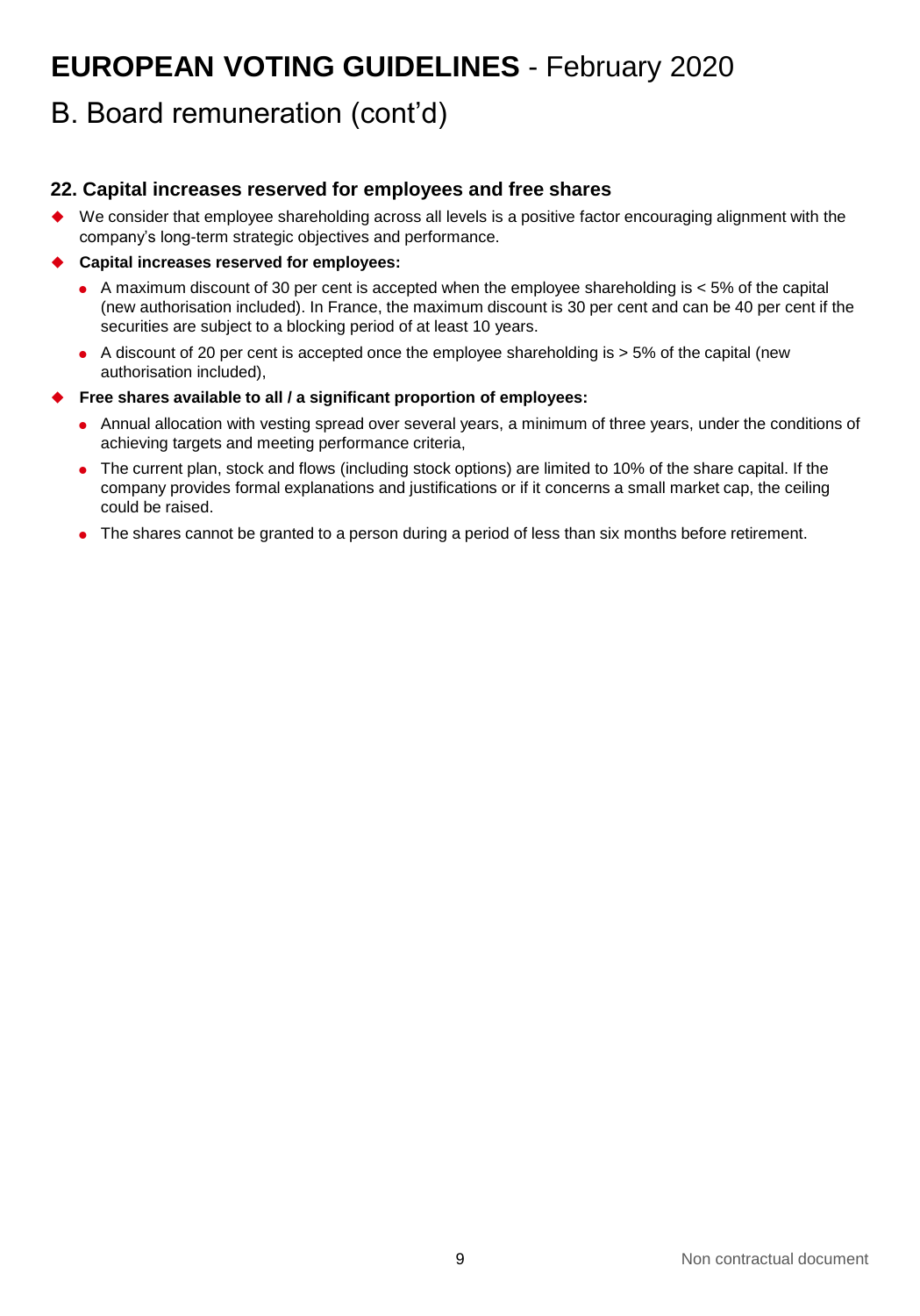# EUROPEAN VOTING GUIDELINES - February 2020

## B. Board remuneration (cont'd)

### 22. Capital increases reserved for employees and free shares

- We consider that employee shareholding across all levels is a positive factor encouraging alignment with the company's long-term strategic objectives and performance.
- **Capital increases reserved for employees:**
  - A maximum discount of 30 per cent is accepted when the employee shareholding is < 5% of the capital (new authorisation included). In France, the maximum discount is 30 per cent and can be 40 per cent if the securities are subject to a blocking period of at least 10 years.
  - A discount of 20 per cent is accepted once the employee shareholding is > 5% of the capital (new authorisation included),
- **Free shares available to all / a significant proportion of employees:**
  - Annual allocation with vesting spread over several years, a minimum of three years, under the conditions of achieving targets and meeting performance criteria,
  - The current plan, stock and flows (including stock options) are limited to 10% of the share capital. If the company provides formal explanations and justifications or if it concerns a small market cap, the ceiling could be raised.
  - The shares cannot be granted to a person during a period of less than six months before retirement.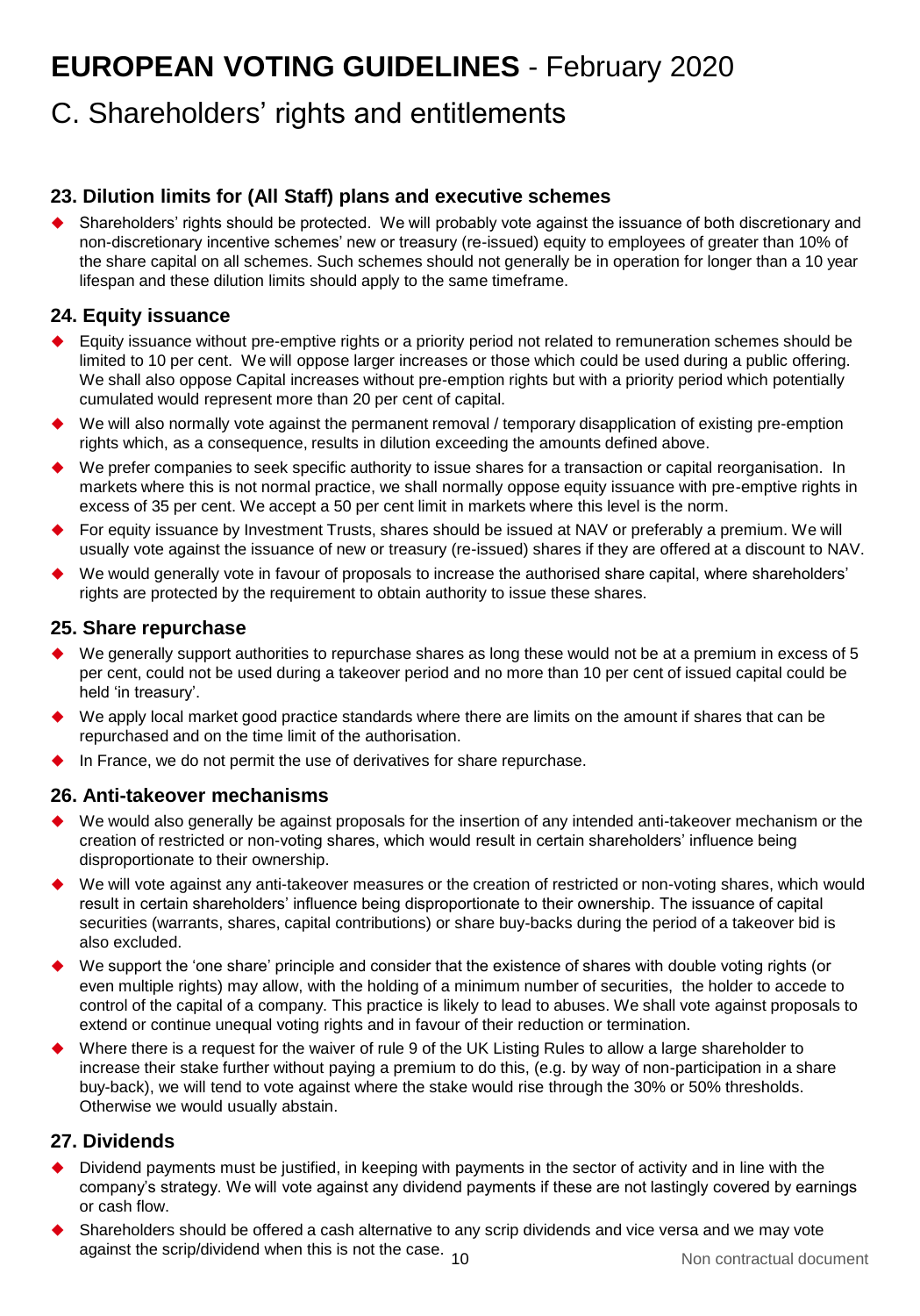# EUROPEAN VOTING GUIDELINES - February 2020

## C. Shareholders' rights and entitlements

### 23. Dilution limits for (All Staff) plans and executive schemes

- Shareholders' rights should be protected. We will probably vote against the issuance of both discretionary and non-discretionary incentive schemes' new or treasury (re-issued) equity to employees of greater than 10% of the share capital on all schemes. Such schemes should not generally be in operation for longer than a 10 year lifespan and these dilution limits should apply to the same timeframe.

### 24. Equity issuance

- Equity issuance without pre-emptive rights or a priority period not related to remuneration schemes should be limited to 10 per cent. We will oppose larger increases or those which could be used during a public offering. We shall also oppose Capital increases without pre-emption rights but with a priority period which potentially cumulated would represent more than 20 per cent of capital.
- We will also normally vote against the permanent removal / temporary disapplication of existing pre-emption rights which, as a consequence, results in dilution exceeding the amounts defined above.
- We prefer companies to seek specific authority to issue shares for a transaction or capital reorganisation. In markets where this is not normal practice, we shall normally oppose equity issuance with pre-emptive rights in excess of 35 per cent. We accept a 50 per cent limit in markets where this level is the norm.
- For equity issuance by Investment Trusts, shares should be issued at NAV or preferably a premium. We will usually vote against the issuance of new or treasury (re-issued) shares if they are offered at a discount to NAV.
- We would generally vote in favour of proposals to increase the authorised share capital, where shareholders' rights are protected by the requirement to obtain authority to issue these shares.

### 25. Share repurchase

- We generally support authorities to repurchase shares as long these would not be at a premium in excess of 5 per cent, could not be used during a takeover period and no more than 10 per cent of issued capital could be held 'in treasury'.
- We apply local market good practice standards where there are limits on the amount if shares that can be repurchased and on the time limit of the authorisation.
- In France, we do not permit the use of derivatives for share repurchase.

### 26. Anti-takeover mechanisms

- We would also generally be against proposals for the insertion of any intended anti-takeover mechanism or the creation of restricted or non-voting shares, which would result in certain shareholders' influence being disproportionate to their ownership.
- We will vote against any anti-takeover measures or the creation of restricted or non-voting shares, which would result in certain shareholders' influence being disproportionate to their ownership. The issuance of capital securities (warrants, shares, capital contributions) or share buy-backs during the period of a takeover bid is also excluded.
- We support the 'one share' principle and consider that the existence of shares with double voting rights (or even multiple rights) may allow, with the holding of a minimum number of securities, the holder to accede to control of the capital of a company. This practice is likely to lead to abuses. We shall vote against proposals to extend or continue unequal voting rights and in favour of their reduction or termination.
- Where there is a request for the waiver of rule 9 of the UK Listing Rules to allow a large shareholder to increase their stake further without paying a premium to do this, (e.g. by way of non-participation in a share buy-back), we will tend to vote against where the stake would rise through the 30% or 50% thresholds. Otherwise we would usually abstain.

### 27. Dividends

- Dividend payments must be justified, in keeping with payments in the sector of activity and in line with the company's strategy. We will vote against any dividend payments if these are not lastingly covered by earnings or cash flow.
- Shareholders should be offered a cash alternative to any scrip dividends and vice versa and we may vote against the scrip/dividend when this is not the case.

Non contractual document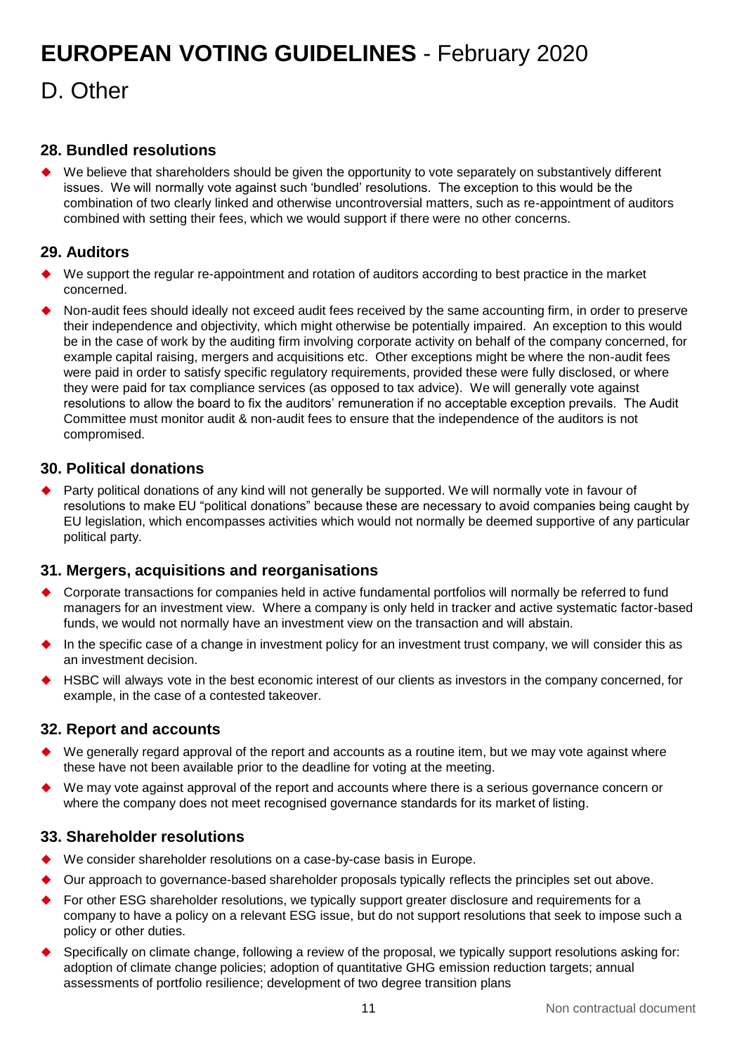# EUROPEAN VOTING GUIDELINES - February 2020

## D. Other

### 28. Bundled resolutions

- We believe that shareholders should be given the opportunity to vote separately on substantively different issues. We will normally vote against such 'bundled' resolutions. The exception to this would be the combination of two clearly linked and otherwise uncontroversial matters, such as re-appointment of auditors combined with setting their fees, which we would support if there were no other concerns.

### 29. Auditors

- We support the regular re-appointment and rotation of auditors according to best practice in the market concerned.
- Non-audit fees should ideally not exceed audit fees received by the same accounting firm, in order to preserve their independence and objectivity, which might otherwise be potentially impaired. An exception to this would be in the case of work by the auditing firm involving corporate activity on behalf of the company concerned, for example capital raising, mergers and acquisitions etc. Other exceptions might be where the non-audit fees were paid in order to satisfy specific regulatory requirements, provided these were fully disclosed, or where they were paid for tax compliance services (as opposed to tax advice). We will generally vote against resolutions to allow the board to fix the auditors' remuneration if no acceptable exception prevails. The Audit Committee must monitor audit & non-audit fees to ensure that the independence of the auditors is not compromised.

### 30. Political donations

- Party political donations of any kind will not generally be supported. We will normally vote in favour of resolutions to make EU "political donations" because these are necessary to avoid companies being caught by EU legislation, which encompasses activities which would not normally be deemed supportive of any particular political party.

### 31. Mergers, acquisitions and reorganisations

- Corporate transactions for companies held in active fundamental portfolios will normally be referred to fund managers for an investment view. Where a company is only held in tracker and active systematic factor-based funds, we would not normally have an investment view on the transaction and will abstain.
- In the specific case of a change in investment policy for an investment trust company, we will consider this as an investment decision.
- HSBC will always vote in the best economic interest of our clients as investors in the company concerned, for example, in the case of a contested takeover.

### 32. Report and accounts

- We generally regard approval of the report and accounts as a routine item, but we may vote against where these have not been available prior to the deadline for voting at the meeting.
- We may vote against approval of the report and accounts where there is a serious governance concern or where the company does not meet recognised governance standards for its market of listing.

### 33. Shareholder resolutions

- We consider shareholder resolutions on a case-by-case basis in Europe.
- Our approach to governance-based shareholder proposals typically reflects the principles set out above.
- For other ESG shareholder resolutions, we typically support greater disclosure and requirements for a company to have a policy on a relevant ESG issue, but do not support resolutions that seek to impose such a policy or other duties.
- Specifically on climate change, following a review of the proposal, we typically support resolutions asking for: adoption of climate change policies; adoption of quantitative GHG emission reduction targets; annual assessments of portfolio resilience; development of two degree transition plans

Non contractual document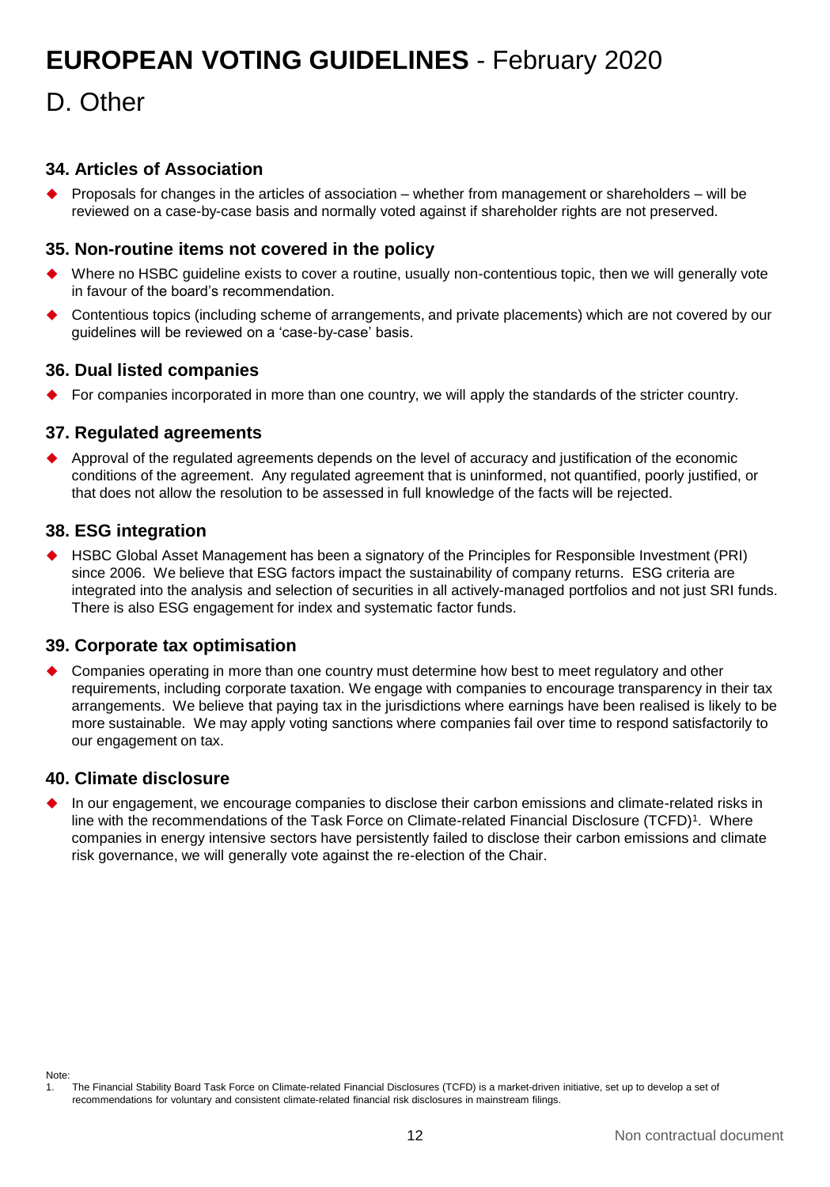# EUROPEAN VOTING GUIDELINES - February 2020

## D. Other

### 34. Articles of Association

- Proposals for changes in the articles of association – whether from management or shareholders – will be reviewed on a case-by-case basis and normally voted against if shareholder rights are not preserved.

### 35. Non-routine items not covered in the policy

- Where no HSBC guideline exists to cover a routine, usually non-contentious topic, then we will generally vote in favour of the board's recommendation.
- Contentious topics (including scheme of arrangements, and private placements) which are not covered by our guidelines will be reviewed on a 'case-by-case' basis.

### 36. Dual listed companies

- For companies incorporated in more than one country, we will apply the standards of the stricter country.

### 37. Regulated agreements

- Approval of the regulated agreements depends on the level of accuracy and justification of the economic conditions of the agreement. Any regulated agreement that is uninformed, not quantified, poorly justified, or that does not allow the resolution to be assessed in full knowledge of the facts will be rejected.

### 38. ESG integration

- HSBC Global Asset Management has been a signatory of the Principles for Responsible Investment (PRI) since 2006. We believe that ESG factors impact the sustainability of company returns. ESG criteria are integrated into the analysis and selection of securities in all actively-managed portfolios and not just SRI funds. There is also ESG engagement for index and systematic factor funds.

### 39. Corporate tax optimisation

- Companies operating in more than one country must determine how best to meet regulatory and other requirements, including corporate taxation. We engage with companies to encourage transparency in their tax arrangements. We believe that paying tax in the jurisdictions where earnings have been realised is likely to be more sustainable. We may apply voting sanctions where companies fail over time to respond satisfactorily to our engagement on tax.

### 40. Climate disclosure

- In our engagement, we encourage companies to disclose their carbon emissions and climate-related risks in line with the recommendations of the Task Force on Climate-related Financial Disclosure (TCFD)[1]. Where companies in energy intensive sectors have persistently failed to disclose their carbon emissions and climate risk governance, we will generally vote against the re-election of the Chair.

Note:
1. The Financial Stability Board Task Force on Climate-related Financial Disclosures (TCFD) is a market-driven initiative, set up to develop a set of recommendations for voluntary and consistent climate-related financial risk disclosures in mainstream filings.

Non contractual document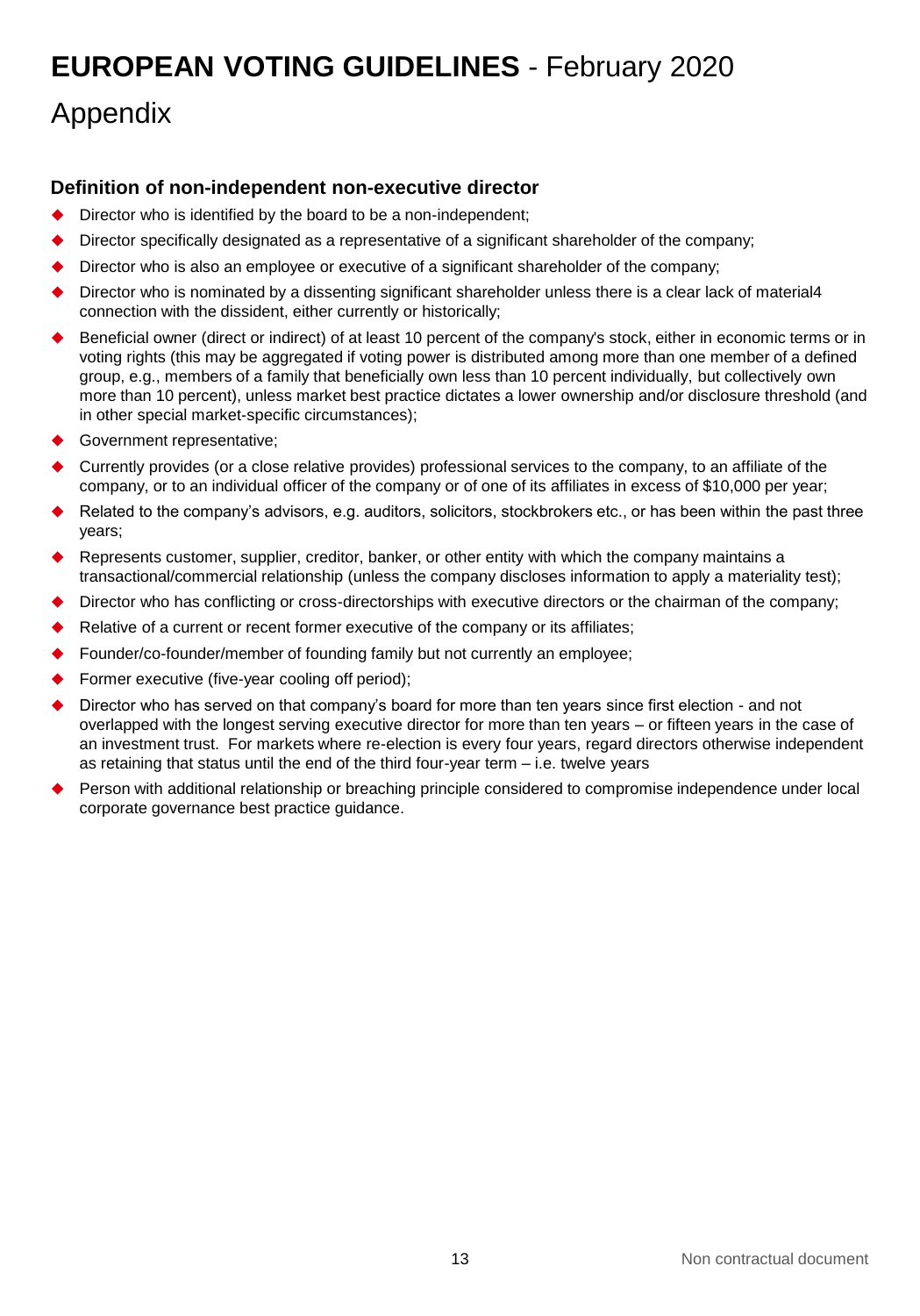# EUROPEAN VOTING GUIDELINES - February 2020

## Appendix

### Definition of non-independent non-executive director

- Director who is identified by the board to be a non-independent;
- Director specifically designated as a representative of a significant shareholder of the company;
- Director who is also an employee or executive of a significant shareholder of the company;
- Director who is nominated by a dissenting significant shareholder unless there is a clear lack of material4 connection with the dissident, either currently or historically;
- Beneficial owner (direct or indirect) of at least 10 percent of the company's stock, either in economic terms or in voting rights (this may be aggregated if voting power is distributed among more than one member of a defined group, e.g., members of a family that beneficially own less than 10 percent individually, but collectively own more than 10 percent), unless market best practice dictates a lower ownership and/or disclosure threshold (and in other special market-specific circumstances);
- Government representative;
- Currently provides (or a close relative provides) professional services to the company, to an affiliate of the company, or to an individual officer of the company or of one of its affiliates in excess of $10,000 per year;
- Related to the company's advisors, e.g. auditors, solicitors, stockbrokers etc., or has been within the past three years;
- Represents customer, supplier, creditor, banker, or other entity with which the company maintains a transactional/commercial relationship (unless the company discloses information to apply a materiality test);
- Director who has conflicting or cross-directorships with executive directors or the chairman of the company;
- Relative of a current or recent former executive of the company or its affiliates;
- Founder/co-founder/member of founding family but not currently an employee;
- Former executive (five-year cooling off period);
- Director who has served on that company's board for more than ten years since first election - and not overlapped with the longest serving executive director for more than ten years – or fifteen years in the case of an investment trust. For markets where re-election is every four years, regard directors otherwise independent as retaining that status until the end of the third four-year term – i.e. twelve years
- Person with additional relationship or breaching principle considered to compromise independence under local corporate governance best practice guidance.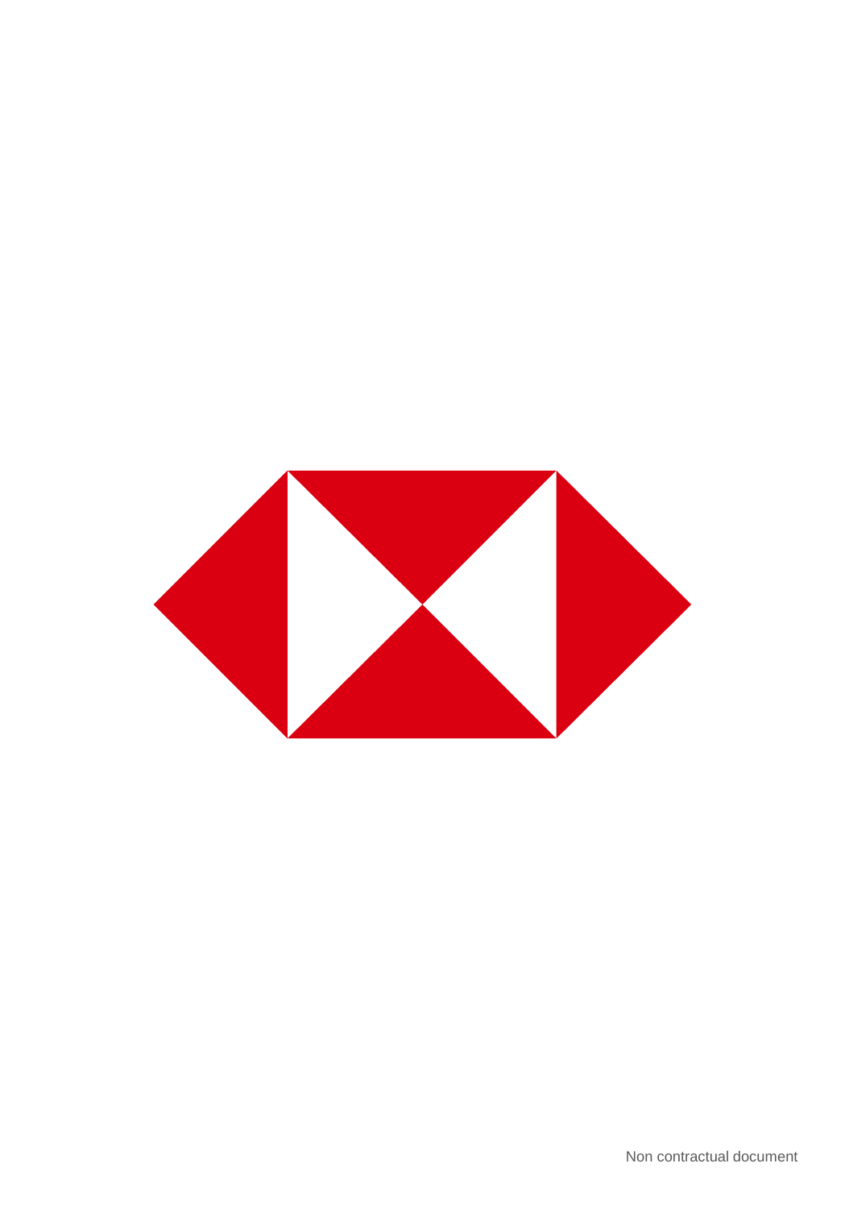Non contractual document